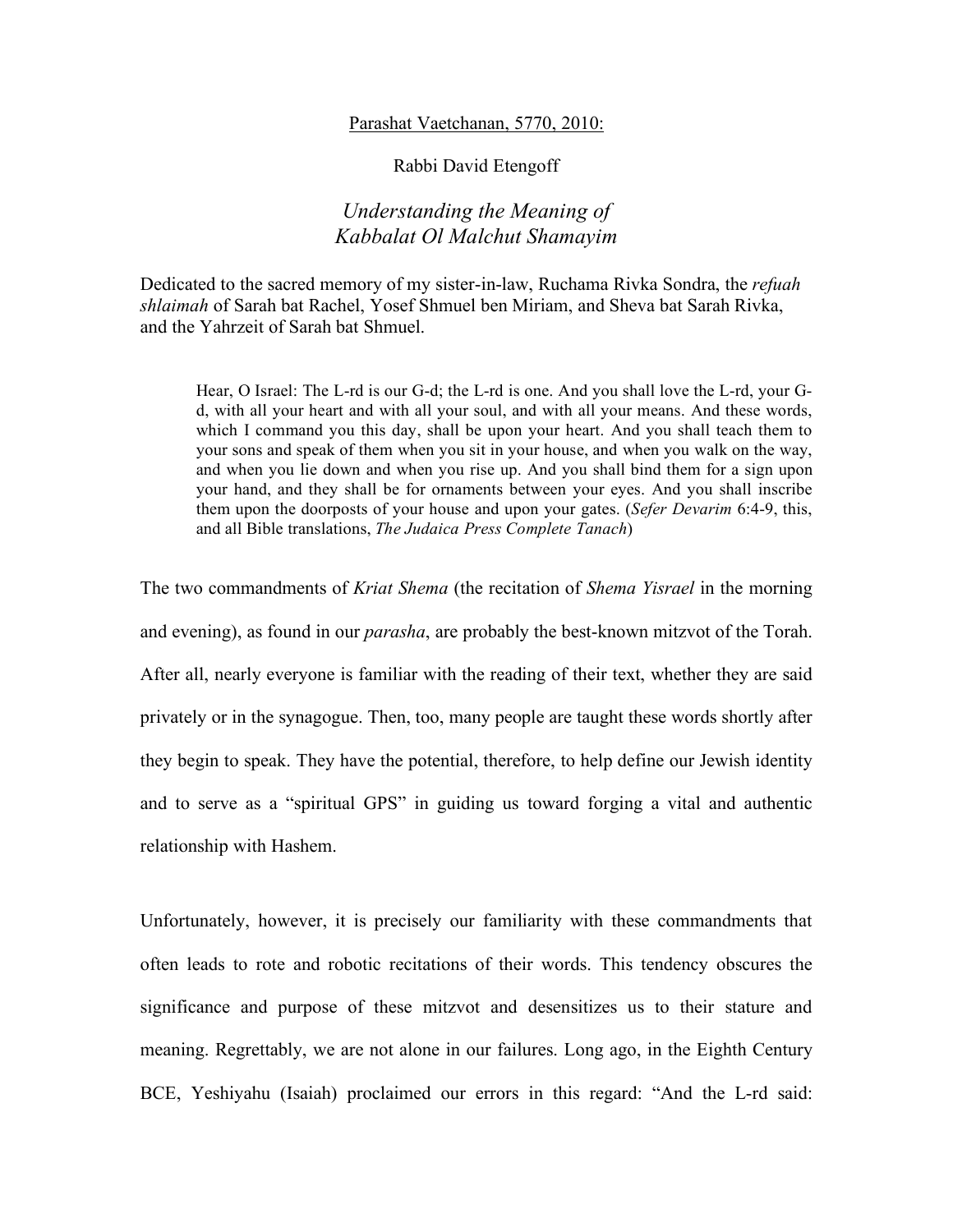Parashat Vaetchanan, 5770, 2010:

Rabbi David Etengoff

# *Understanding the Meaning of Kabbalat Ol Malchut Shamayim*

Dedicated to the sacred memory of my sister-in-law, Ruchama Rivka Sondra, the *refuah shlaimah* of Sarah bat Rachel, Yosef Shmuel ben Miriam, and Sheva bat Sarah Rivka, and the Yahrzeit of Sarah bat Shmuel.

> Hear, O Israel: The L-rd is our G-d; the L-rd is one. And you shall love the L-rd, your G-d, with all your heart and with all your soul, and with all your means. And these words, which I command you this day, shall be upon your heart. And you shall teach them to your sons and speak of them when you sit in your house, and when you walk on the way, and when you lie down and when you rise up. And you shall bind them for a sign upon your hand, and they shall be for ornaments between your eyes. And you shall inscribe them upon the doorposts of your house and upon your gates. (*Sefer Devarim* 6:4-9, this, and all Bible translations, *The Judaica Press Complete Tanach*)

The two commandments of *Kriat Shema* (the recitation of *Shema Yisrael* in the morning and evening), as found in our *parasha*, are probably the best-known mitzvot of the Torah. After all, nearly everyone is familiar with the reading of their text, whether they are said privately or in the synagogue. Then, too, many people are taught these words shortly after they begin to speak. They have the potential, therefore, to help define our Jewish identity and to serve as a "spiritual GPS" in guiding us toward forging a vital and authentic relationship with Hashem.

Unfortunately, however, it is precisely our familiarity with these commandments that often leads to rote and robotic recitations of their words. This tendency obscures the significance and purpose of these mitzvot and desensitizes us to their stature and meaning. Regrettably, we are not alone in our failures. Long ago, in the Eighth Century BCE, Yeshiyahu (Isaiah) proclaimed our errors in this regard: "And the L-rd said: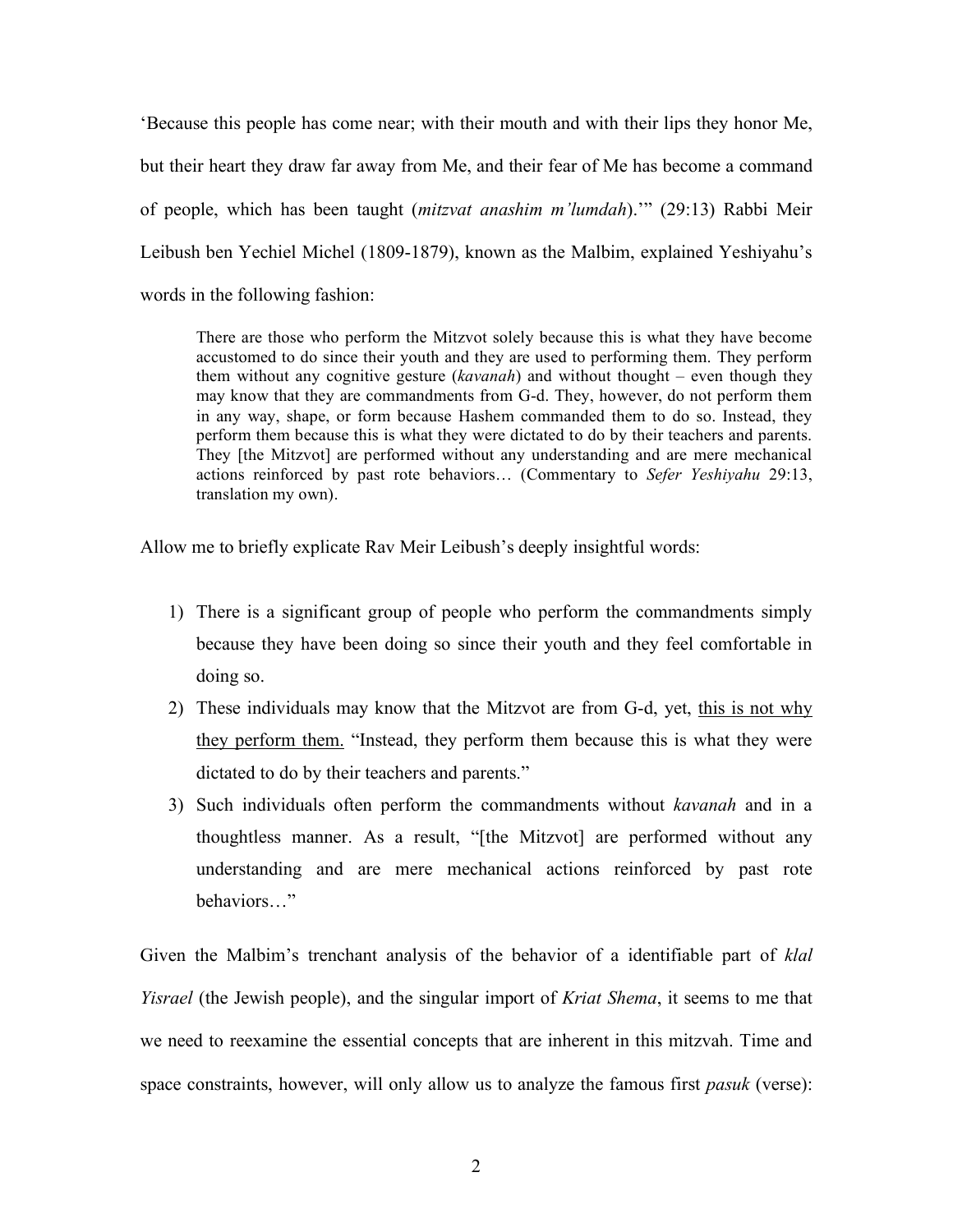'Because this people has come near; with their mouth and with their lips they honor Me, but their heart they draw far away from Me, and their fear of Me has become a command of people, which has been taught (*mitzvat anashim m'lumdah*).'" (29:13) Rabbi Meir Leibush ben Yechiel Michel (1809-1879), known as the Malbim, explained Yeshiyahu's words in the following fashion:

> There are those who perform the Mitzvot solely because this is what they have become accustomed to do since their youth and they are used to performing them. They perform them without any cognitive gesture (*kavanah*) and without thought – even though they may know that they are commandments from G-d. They, however, do not perform them in any way, shape, or form because Hashem commanded them to do so. Instead, they perform them because this is what they were dictated to do by their teachers and parents. They [the Mitzvot] are performed without any understanding and are mere mechanical actions reinforced by past rote behaviors… (Commentary to *Sefer Yeshiyahu* 29:13, translation my own).

Allow me to briefly explicate Rav Meir Leibush's deeply insightful words:

1) There is a significant group of people who perform the commandments simply because they have been doing so since their youth and they feel comfortable in doing so.
2) These individuals may know that the Mitzvot are from G-d, yet, <u>this is not why they perform them.</u> "Instead, they perform them because this is what they were dictated to do by their teachers and parents."
3) Such individuals often perform the commandments without *kavanah* and in a thoughtless manner. As a result, "[the Mitzvot] are performed without any understanding and are mere mechanical actions reinforced by past rote behaviors…"

Given the Malbim's trenchant analysis of the behavior of a identifiable part of *klal Yisrael* (the Jewish people), and the singular import of *Kriat Shema*, it seems to me that we need to reexamine the essential concepts that are inherent in this mitzvah. Time and space constraints, however, will only allow us to analyze the famous first *pasuk* (verse):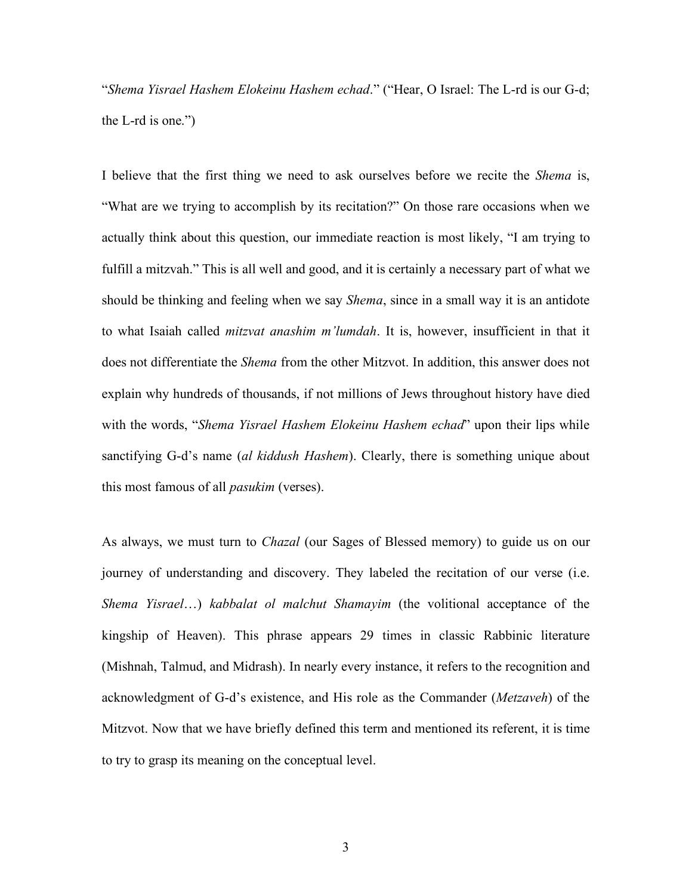"*Shema Yisrael Hashem Elokeinu Hashem echad*." ("Hear, O Israel: The L-rd is our G-d; the L-rd is one.")

I believe that the first thing we need to ask ourselves before we recite the *Shema* is, "What are we trying to accomplish by its recitation?" On those rare occasions when we actually think about this question, our immediate reaction is most likely, "I am trying to fulfill a mitzvah." This is all well and good, and it is certainly a necessary part of what we should be thinking and feeling when we say *Shema*, since in a small way it is an antidote to what Isaiah called *mitzvat anashim m'lumdah*. It is, however, insufficient in that it does not differentiate the *Shema* from the other Mitzvot. In addition, this answer does not explain why hundreds of thousands, if not millions of Jews throughout history have died with the words, "*Shema Yisrael Hashem Elokeinu Hashem echad*" upon their lips while sanctifying G-d's name (*al kiddush Hashem*). Clearly, there is something unique about this most famous of all *pasukim* (verses).

As always, we must turn to *Chazal* (our Sages of Blessed memory) to guide us on our journey of understanding and discovery. They labeled the recitation of our verse (i.e. *Shema Yisrael*…) *kabbalat ol malchut Shamayim* (the volitional acceptance of the kingship of Heaven). This phrase appears 29 times in classic Rabbinic literature (Mishnah, Talmud, and Midrash). In nearly every instance, it refers to the recognition and acknowledgment of G-d's existence, and His role as the Commander (*Metzaveh*) of the Mitzvot. Now that we have briefly defined this term and mentioned its referent, it is time to try to grasp its meaning on the conceptual level.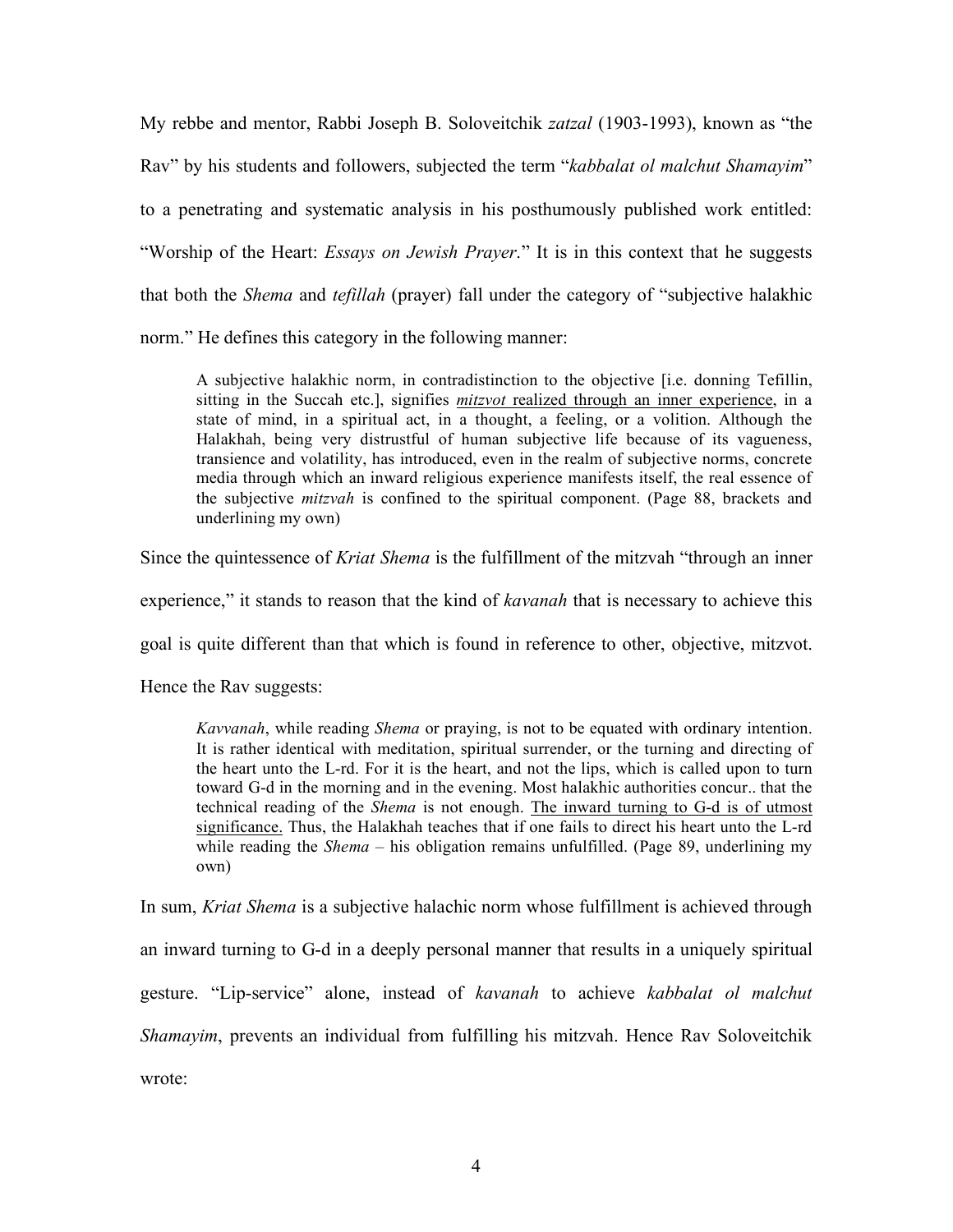My rebbe and mentor, Rabbi Joseph B. Soloveitchik *zatzal* (1903-1993), known as "the Rav" by his students and followers, subjected the term "*kabbalat ol malchut Shamayim*" to a penetrating and systematic analysis in his posthumously published work entitled: "Worship of the Heart: *Essays on Jewish Prayer*." It is in this context that he suggests that both the *Shema* and *tefillah* (prayer) fall under the category of "subjective halakhic norm." He defines this category in the following manner:

> A subjective halakhic norm, in contradistinction to the objective [i.e. donning Tefillin, sitting in the Succah etc.], signifies <u>*mitzvot* realized through an inner experience</u>, in a state of mind, in a spiritual act, in a thought, a feeling, or a volition. Although the Halakhah, being very distrustful of human subjective life because of its vagueness, transience and volatility, has introduced, even in the realm of subjective norms, concrete media through which an inward religious experience manifests itself, the real essence of the subjective *mitzvah* is confined to the spiritual component. (Page 88, brackets and underlining my own)

Since the quintessence of *Kriat Shema* is the fulfillment of the mitzvah "through an inner experience," it stands to reason that the kind of *kavanah* that is necessary to achieve this goal is quite different than that which is found in reference to other, objective, mitzvot. Hence the Rav suggests:

> *Kavvanah*, while reading *Shema* or praying, is not to be equated with ordinary intention. It is rather identical with meditation, spiritual surrender, or the turning and directing of the heart unto the L-rd. For it is the heart, and not the lips, which is called upon to turn toward G-d in the morning and in the evening. Most halakhic authorities concur.. that the technical reading of the *Shema* is not enough. <u>The inward turning to G-d is of utmost significance.</u> Thus, the Halakhah teaches that if one fails to direct his heart unto the L-rd while reading the *Shema* – his obligation remains unfulfilled. (Page 89, underlining my own)

In sum, *Kriat Shema* is a subjective halachic norm whose fulfillment is achieved through an inward turning to G-d in a deeply personal manner that results in a uniquely spiritual gesture. "Lip-service" alone, instead of *kavanah* to achieve *kabbalat ol malchut Shamayim*, prevents an individual from fulfilling his mitzvah. Hence Rav Soloveitchik wrote: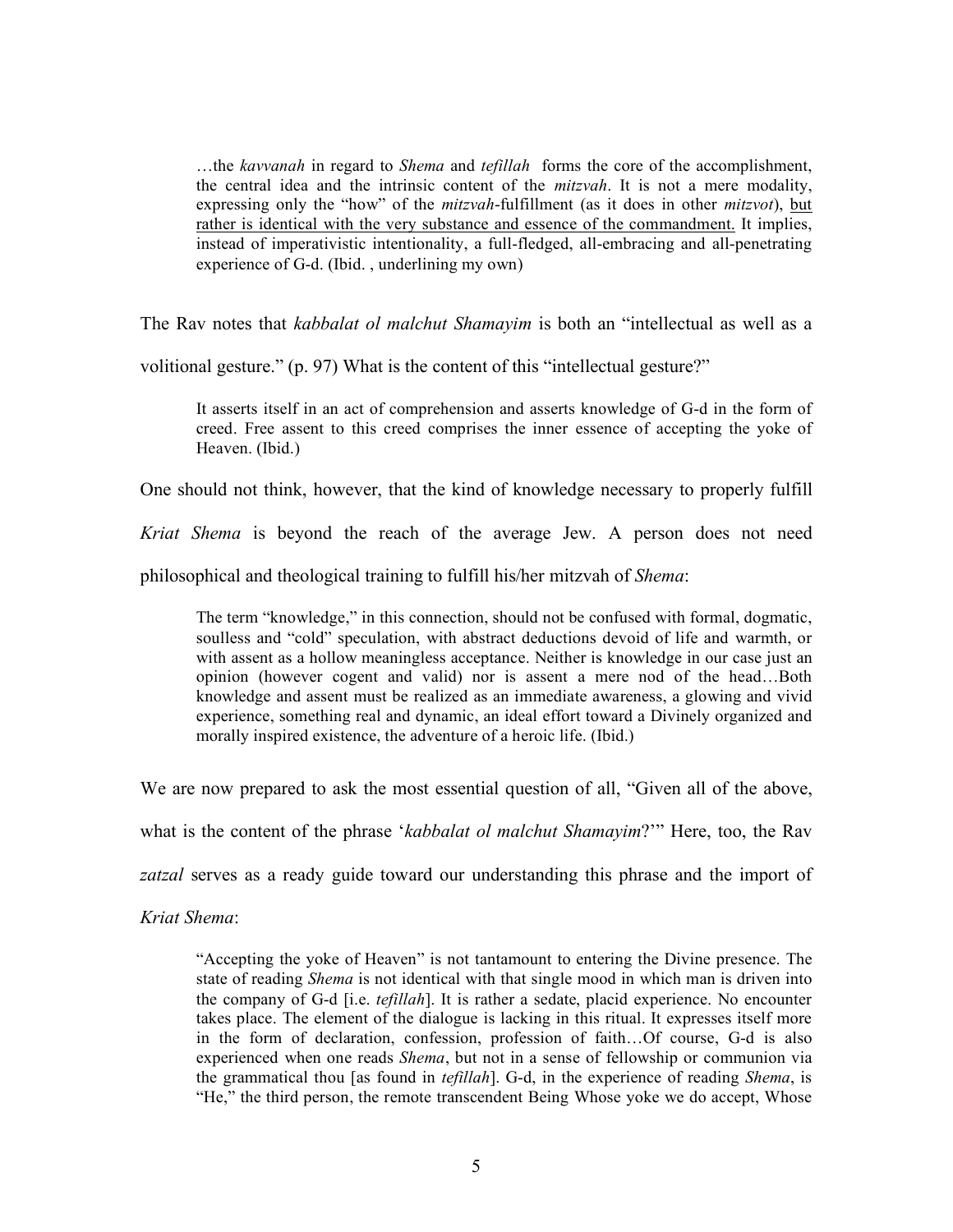> …the *kavvanah* in regard to *Shema* and *tefillah* forms the core of the accomplishment, the central idea and the intrinsic content of the *mitzvah*. It is not a mere modality, expressing only the "how" of the *mitzvah*-fulfillment (as it does in other *mitzvot*), <u>but rather is identical with the very substance and essence of the commandment.</u> It implies, instead of imperativistic intentionality, a full-fledged, all-embracing and all-penetrating experience of G-d. (Ibid. , underlining my own)

The Rav notes that *kabbalat ol malchut Shamayim* is both an "intellectual as well as a volitional gesture." (p. 97) What is the content of this "intellectual gesture?"

> It asserts itself in an act of comprehension and asserts knowledge of G-d in the form of creed. Free assent to this creed comprises the inner essence of accepting the yoke of Heaven. (Ibid.)

One should not think, however, that the kind of knowledge necessary to properly fulfill *Kriat Shema* is beyond the reach of the average Jew. A person does not need philosophical and theological training to fulfill his/her mitzvah of *Shema*:

> The term "knowledge," in this connection, should not be confused with formal, dogmatic, soulless and "cold" speculation, with abstract deductions devoid of life and warmth, or with assent as a hollow meaningless acceptance. Neither is knowledge in our case just an opinion (however cogent and valid) nor is assent a mere nod of the head…Both knowledge and assent must be realized as an immediate awareness, a glowing and vivid experience, something real and dynamic, an ideal effort toward a Divinely organized and morally inspired existence, the adventure of a heroic life. (Ibid.)

We are now prepared to ask the most essential question of all, "Given all of the above, what is the content of the phrase '*kabbalat ol malchut Shamayim*?'" Here, too, the Rav *zatzal* serves as a ready guide toward our understanding this phrase and the import of *Kriat Shema*:

> "Accepting the yoke of Heaven" is not tantamount to entering the Divine presence. The state of reading *Shema* is not identical with that single mood in which man is driven into the company of G-d [i.e. *tefillah*]. It is rather a sedate, placid experience. No encounter takes place. The element of the dialogue is lacking in this ritual. It expresses itself more in the form of declaration, confession, profession of faith…Of course, G-d is also experienced when one reads *Shema*, but not in a sense of fellowship or communion via the grammatical thou [as found in *tefillah*]. G-d, in the experience of reading *Shema*, is "He," the third person, the remote transcendent Being Whose yoke we do accept, Whose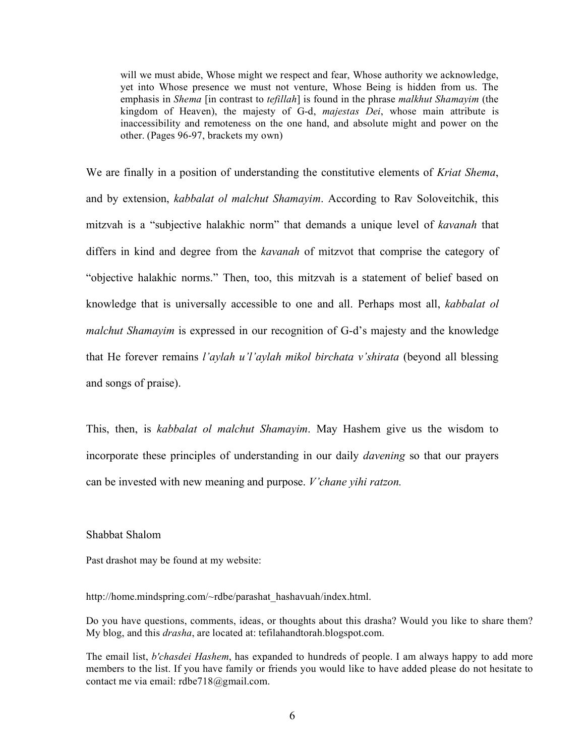> will we must abide, Whose might we respect and fear, Whose authority we acknowledge, yet into Whose presence we must not venture, Whose Being is hidden from us. The emphasis in *Shema* [in contrast to *tefillah*] is found in the phrase *malkhut Shamayim* (the kingdom of Heaven), the majesty of G-d, *majestas Dei*, whose main attribute is inaccessibility and remoteness on the one hand, and absolute might and power on the other. (Pages 96-97, brackets my own)

We are finally in a position of understanding the constitutive elements of *Kriat Shema*, and by extension, *kabbalat ol malchut Shamayim*. According to Rav Soloveitchik, this mitzvah is a "subjective halakhic norm" that demands a unique level of *kavanah* that differs in kind and degree from the *kavanah* of mitzvot that comprise the category of "objective halakhic norms." Then, too, this mitzvah is a statement of belief based on knowledge that is universally accessible to one and all. Perhaps most all, *kabbalat ol malchut Shamayim* is expressed in our recognition of G-d's majesty and the knowledge that He forever remains *l'aylah u'l'aylah mikol birchata v'shirata* (beyond all blessing and songs of praise).

This, then, is *kabbalat ol malchut Shamayim*. May Hashem give us the wisdom to incorporate these principles of understanding in our daily *davening* so that our prayers can be invested with new meaning and purpose. *V'chane yihi ratzon.*

Shabbat Shalom

Past drashot may be found at my website:

http://home.mindspring.com/~rdbe/parashat_hashavuah/index.html.

Do you have questions, comments, ideas, or thoughts about this drasha? Would you like to share them? My blog, and this *drasha*, are located at: tefilahandtorah.blogspot.com.

The email list, *b'chasdei Hashem*, has expanded to hundreds of people. I am always happy to add more members to the list. If you have family or friends you would like to have added please do not hesitate to contact me via email: rdbe718@gmail.com.